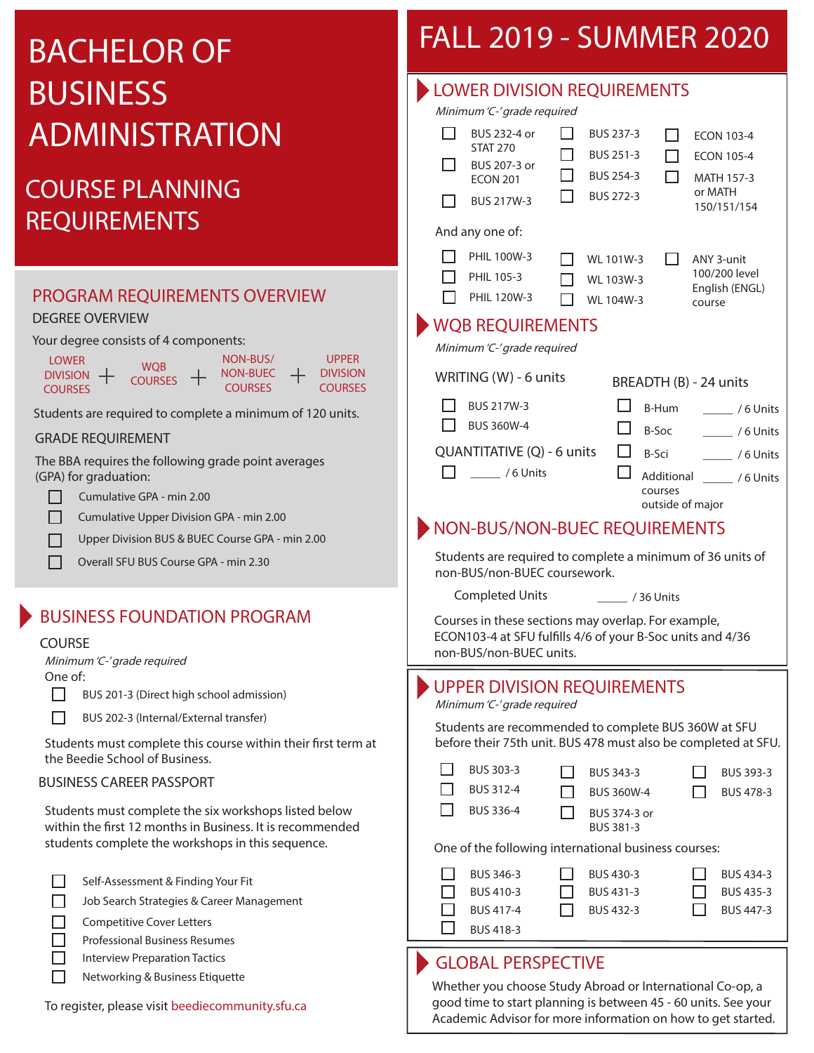# BACHELOR OF BUSINESS ADMINISTRATION

## COURSE PLANNING REQUIREMENTS

## PROGRAM REQUIREMENTS OVERVIEW

### DEGREE OVERVIEW

Your degree consists of 4 components:

LOWER DIVISION COURSES + WQB COURSES + NON-BUS/ NON-BUEC COURSES + UPPER DIVISION COURSES

Students are required to complete a minimum of 120 units.

### GRADE REQUIREMENT

The BBA requires the following grade point averages (GPA) for graduation:

- ☐ Cumulative GPA - min 2.00
- ☐ Cumulative Upper Division GPA - min 2.00
- ☐ Upper Division BUS & BUEC Course GPA - min 2.00
- ☐ Overall SFU BUS Course GPA - min 2.30

## BUSINESS FOUNDATION PROGRAM

### COURSE

*Minimum 'C-' grade required*

One of:

- ☐ BUS 201-3 (Direct high school admission)
- ☐ BUS 202-3 (Internal/External transfer)

Students must complete this course within their first term at the Beedie School of Business.

### BUSINESS CAREER PASSPORT

Students must complete the six workshops listed below within the first 12 months in Business. It is recommended students complete the workshops in this sequence.

- ☐ Self-Assessment & Finding Your Fit
- ☐ Job Search Strategies & Career Management
- ☐ Competitive Cover Letters
- ☐ Professional Business Resumes
- ☐ Interview Preparation Tactics
- ☐ Networking & Business Etiquette

To register, please visit beediecommunity.sfu.ca

# FALL 2019 - SUMMER 2020

## LOWER DIVISION REQUIREMENTS

*Minimum 'C-' grade required*

- ☐ BUS 232-4 or STAT 270
- ☐ BUS 207-3 or ECON 201
- ☐ BUS 217W-3
- ☐ BUS 237-3
- ☐ BUS 251-3
- ☐ BUS 254-3
- ☐ BUS 272-3
- ☐ ECON 103-4
- ☐ ECON 105-4
- ☐ MATH 157-3 or MATH 150/151/154

And any one of:

- ☐ PHIL 100W-3
- ☐ PHIL 105-3
- ☐ PHIL 120W-3
- ☐ WL 101W-3
- ☐ WL 103W-3
- ☐ WL 104W-3
- ☐ ANY 3-unit 100/200 level English (ENGL) course

## WQB REQUIREMENTS

*Minimum 'C-' grade required*

### WRITING (W) - 6 units

- ☐ BUS 217W-3
- ☐ BUS 360W-4

### QUANTITATIVE (Q) - 6 units

- ☐ _____ / 6 Units

### BREADTH (B) - 24 units

- ☐ B-Hum _____ / 6 Units
- ☐ B-Soc _____ / 6 Units
- ☐ B-Sci _____ / 6 Units
- ☐ Additional courses outside of major _____ / 6 Units

## NON-BUS/NON-BUEC REQUIREMENTS

Students are required to complete a minimum of 36 units of non-BUS/non-BUEC coursework.

Completed Units _____ / 36 Units

Courses in these sections may overlap. For example, ECON103-4 at SFU fulfills 4/6 of your B-Soc units and 4/36 non-BUS/non-BUEC units.

## UPPER DIVISION REQUIREMENTS

*Minimum 'C-' grade required*

Students are recommended to complete BUS 360W at SFU before their 75th unit. BUS 478 must also be completed at SFU.

- ☐ BUS 303-3
- ☐ BUS 312-4
- ☐ BUS 336-4
- ☐ BUS 343-3
- ☐ BUS 360W-4
- ☐ BUS 374-3 or BUS 381-3
- ☐ BUS 393-3
- ☐ BUS 478-3

One of the following international business courses:

- ☐ BUS 346-3
- ☐ BUS 410-3
- ☐ BUS 417-4
- ☐ BUS 418-3
- ☐ BUS 430-3
- ☐ BUS 431-3
- ☐ BUS 432-3
- ☐ BUS 434-3
- ☐ BUS 435-3
- ☐ BUS 447-3

## GLOBAL PERSPECTIVE

Whether you choose Study Abroad or International Co-op, a good time to start planning is between 45 - 60 units. See your Academic Advisor for more information on how to get started.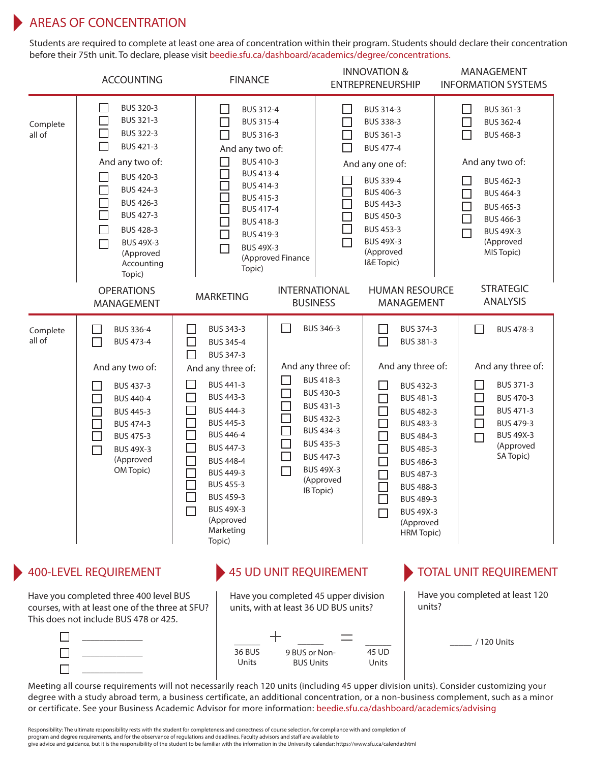## AREAS OF CONCENTRATION

Students are required to complete at least one area of concentration within their program. Students should declare their concentration before their 75th unit. To declare, please visit beedie.sfu.ca/dashboard/academics/degree/concentrations.

| | ACCOUNTING | FINANCE | INNOVATION & ENTREPRENEURSHIP | MANAGEMENT INFORMATION SYSTEMS |
|---|---|---|---|---|
| Complete all of | ☐ BUS 320-3<br>☐ BUS 321-3<br>☐ BUS 322-3<br>☐ BUS 421-3<br>And any two of:<br>☐ BUS 420-3<br>☐ BUS 424-3<br>☐ BUS 426-3<br>☐ BUS 427-3<br>☐ BUS 428-3<br>☐ BUS 49X-3 (Approved Accounting Topic) | ☐ BUS 312-4<br>☐ BUS 315-4<br>☐ BUS 316-3<br>And any two of:<br>☐ BUS 410-3<br>☐ BUS 413-4<br>☐ BUS 414-3<br>☐ BUS 415-3<br>☐ BUS 417-4<br>☐ BUS 418-3<br>☐ BUS 419-3<br>☐ BUS 49X-3 (Approved Finance Topic) | ☐ BUS 314-3<br>☐ BUS 338-3<br>☐ BUS 361-3<br>☐ BUS 477-4<br>And any one of:<br>☐ BUS 339-4<br>☐ BUS 406-3<br>☐ BUS 443-3<br>☐ BUS 450-3<br>☐ BUS 453-3<br>☐ BUS 49X-3 (Approved I&E Topic) | ☐ BUS 361-3<br>☐ BUS 362-4<br>☐ BUS 468-3<br>And any two of:<br>☐ BUS 462-3<br>☐ BUS 464-3<br>☐ BUS 465-3<br>☐ BUS 466-3<br>☐ BUS 49X-3 (Approved MIS Topic) |

| | OPERATIONS MANAGEMENT | MARKETING | INTERNATIONAL BUSINESS | HUMAN RESOURCE MANAGEMENT | STRATEGIC ANALYSIS |
|---|---|---|---|---|---|
| Complete all of | ☐ BUS 336-4<br>☐ BUS 473-4<br>And any two of:<br>☐ BUS 437-3<br>☐ BUS 440-4<br>☐ BUS 445-3<br>☐ BUS 474-3<br>☐ BUS 475-3<br>☐ BUS 49X-3 (Approved OM Topic) | ☐ BUS 343-3<br>☐ BUS 345-4<br>☐ BUS 347-3<br>And any three of:<br>☐ BUS 441-3<br>☐ BUS 443-3<br>☐ BUS 444-3<br>☐ BUS 445-3<br>☐ BUS 446-4<br>☐ BUS 447-3<br>☐ BUS 448-4<br>☐ BUS 449-3<br>☐ BUS 455-3<br>☐ BUS 459-3<br>☐ BUS 49X-3 (Approved Marketing Topic) | ☐ BUS 346-3<br>And any three of:<br>☐ BUS 418-3<br>☐ BUS 430-3<br>☐ BUS 431-3<br>☐ BUS 432-3<br>☐ BUS 434-3<br>☐ BUS 435-3<br>☐ BUS 447-3<br>☐ BUS 49X-3 (Approved IB Topic) | ☐ BUS 374-3<br>☐ BUS 381-3<br>And any three of:<br>☐ BUS 432-3<br>☐ BUS 481-3<br>☐ BUS 482-3<br>☐ BUS 483-3<br>☐ BUS 484-3<br>☐ BUS 485-3<br>☐ BUS 486-3<br>☐ BUS 487-3<br>☐ BUS 488-3<br>☐ BUS 489-3<br>☐ BUS 49X-3 (Approved HRM Topic) | ☐ BUS 478-3<br>And any three of:<br>☐ BUS 371-3<br>☐ BUS 470-3<br>☐ BUS 471-3<br>☐ BUS 479-3<br>☐ BUS 49X-3 (Approved SA Topic) |

## 400-LEVEL REQUIREMENT

Have you completed three 400 level BUS courses, with at least one of the three at SFU? This does not include BUS 478 or 425.

☐ ____________
☐ ____________
☐ ____________

## 45 UD UNIT REQUIREMENT

Have you completed 45 upper division units, with at least 36 UD BUS units?

_____ + _____ = _____

36 BUS Units + 9 BUS or Non-BUS Units = 45 UD Units

## TOTAL UNIT REQUIREMENT

Have you completed at least 120 units?

_____ / 120 Units

Meeting all course requirements will not necessarily reach 120 units (including 45 upper division units). Consider customizing your degree with a study abroad term, a business certificate, an additional concentration, or a non-business complement, such as a minor or certificate. See your Business Academic Advisor for more information: beedie.sfu.ca/dashboard/academics/advising

Responsibility: The ultimate responsibility rests with the student for completeness and correctness of course selection, for compliance with and completion of program and degree requirements, and for the observance of regulations and deadlines. Faculty advisors and staff are available to give advice and guidance, but it is the responsibility of the student to be familiar with the information in the University calendar: https://www.sfu.ca/calendar.html